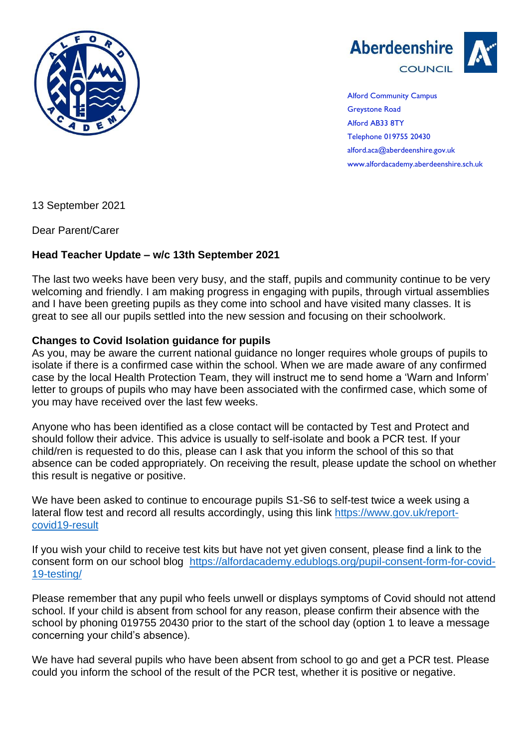Aberdeenshire COUNCIL

Alford Community Campus
Greystone Road
Alford AB33 8TY
Telephone 019755 20430
alford.aca@aberdeenshire.gov.uk
www.alfordacademy.aberdeenshire.sch.uk

13 September 2021

Dear Parent/Carer

**Head Teacher Update – w/c 13th September 2021**

The last two weeks have been very busy, and the staff, pupils and community continue to be very welcoming and friendly. I am making progress in engaging with pupils, through virtual assemblies and I have been greeting pupils as they come into school and have visited many classes. It is great to see all our pupils settled into the new session and focusing on their schoolwork.

**Changes to Covid Isolation guidance for pupils**

As you, may be aware the current national guidance no longer requires whole groups of pupils to isolate if there is a confirmed case within the school. When we are made aware of any confirmed case by the local Health Protection Team, they will instruct me to send home a 'Warn and Inform' letter to groups of pupils who may have been associated with the confirmed case, which some of you may have received over the last few weeks.

Anyone who has been identified as a close contact will be contacted by Test and Protect and should follow their advice. This advice is usually to self-isolate and book a PCR test. If your child/ren is requested to do this, please can I ask that you inform the school of this so that absence can be coded appropriately. On receiving the result, please update the school on whether this result is negative or positive.

We have been asked to continue to encourage pupils S1-S6 to self-test twice a week using a lateral flow test and record all results accordingly, using this link https://www.gov.uk/report-covid19-result

If you wish your child to receive test kits but have not yet given consent, please find a link to the consent form on our school blog https://alfordacademy.edublogs.org/pupil-consent-form-for-covid-19-testing/

Please remember that any pupil who feels unwell or displays symptoms of Covid should not attend school. If your child is absent from school for any reason, please confirm their absence with the school by phoning 019755 20430 prior to the start of the school day (option 1 to leave a message concerning your child's absence).

We have had several pupils who have been absent from school to go and get a PCR test. Please could you inform the school of the result of the PCR test, whether it is positive or negative.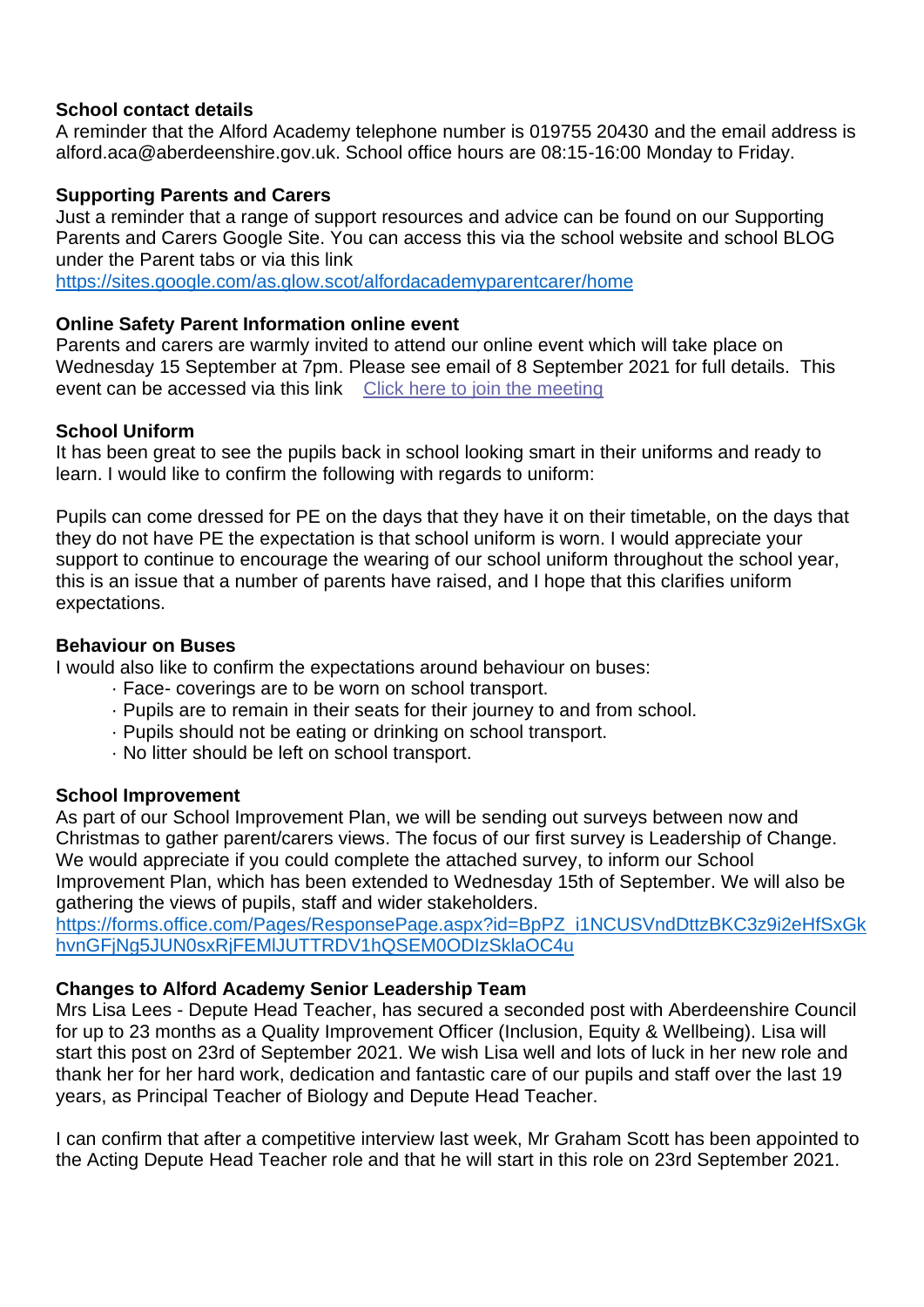**School contact details**
A reminder that the Alford Academy telephone number is 019755 20430 and the email address is alford.aca@aberdeenshire.gov.uk. School office hours are 08:15-16:00 Monday to Friday.

**Supporting Parents and Carers**
Just a reminder that a range of support resources and advice can be found on our Supporting Parents and Carers Google Site. You can access this via the school website and school BLOG under the Parent tabs or via this link
https://sites.google.com/as.glow.scot/alfordacademyparentcarer/home

**Online Safety Parent Information online event**
Parents and carers are warmly invited to attend our online event which will take place on Wednesday 15 September at 7pm. Please see email of 8 September 2021 for full details. This event can be accessed via this link [Click here to join the meeting]

**School Uniform**
It has been great to see the pupils back in school looking smart in their uniforms and ready to learn. I would like to confirm the following with regards to uniform:

Pupils can come dressed for PE on the days that they have it on their timetable, on the days that they do not have PE the expectation is that school uniform is worn. I would appreciate your support to continue to encourage the wearing of our school uniform throughout the school year, this is an issue that a number of parents have raised, and I hope that this clarifies uniform expectations.

**Behaviour on Buses**
I would also like to confirm the expectations around behaviour on buses:

- Face- coverings are to be worn on school transport.
- Pupils are to remain in their seats for their journey to and from school.
- Pupils should not be eating or drinking on school transport.
- No litter should be left on school transport.

**School Improvement**
As part of our School Improvement Plan, we will be sending out surveys between now and Christmas to gather parent/carers views. The focus of our first survey is Leadership of Change. We would appreciate if you could complete the attached survey, to inform our School Improvement Plan, which has been extended to Wednesday 15th of September. We will also be gathering the views of pupils, staff and wider stakeholders.
https://forms.office.com/Pages/ResponsePage.aspx?id=BpPZ_i1NCUSVndDttzBKC3z9i2eHfSxGkhvnGFjNg5JUN0sxRjFEMlJUTTRDV1hQSEM0ODIzSklaOC4u

**Changes to Alford Academy Senior Leadership Team**
Mrs Lisa Lees - Depute Head Teacher, has secured a seconded post with Aberdeenshire Council for up to 23 months as a Quality Improvement Officer (Inclusion, Equity & Wellbeing). Lisa will start this post on 23rd of September 2021. We wish Lisa well and lots of luck in her new role and thank her for her hard work, dedication and fantastic care of our pupils and staff over the last 19 years, as Principal Teacher of Biology and Depute Head Teacher.

I can confirm that after a competitive interview last week, Mr Graham Scott has been appointed to the Acting Depute Head Teacher role and that he will start in this role on 23rd September 2021.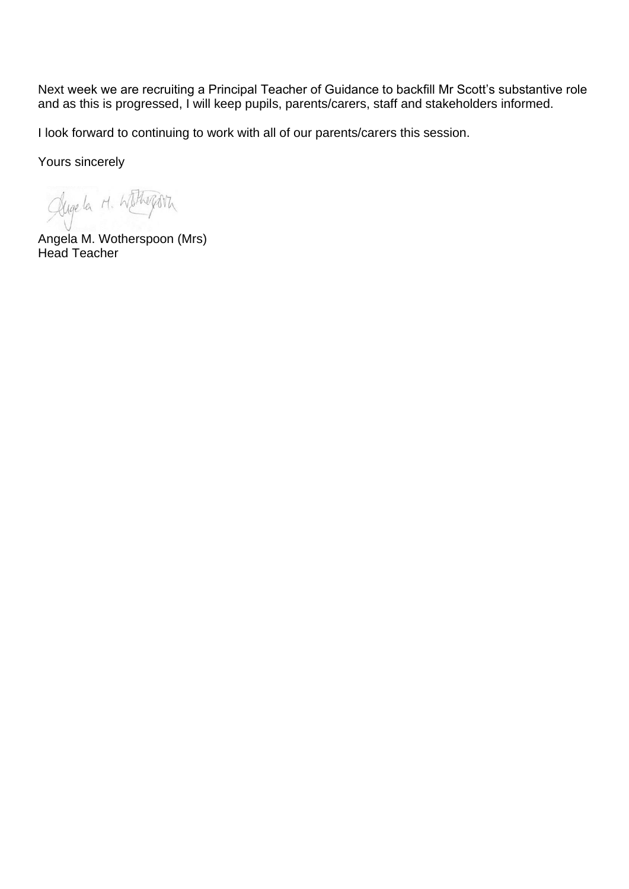Next week we are recruiting a Principal Teacher of Guidance to backfill Mr Scott's substantive role and as this is progressed, I will keep pupils, parents/carers, staff and stakeholders informed.

I look forward to continuing to work with all of our parents/carers this session.

Yours sincerely

Angela M. Wotherspoon (Mrs)
Head Teacher